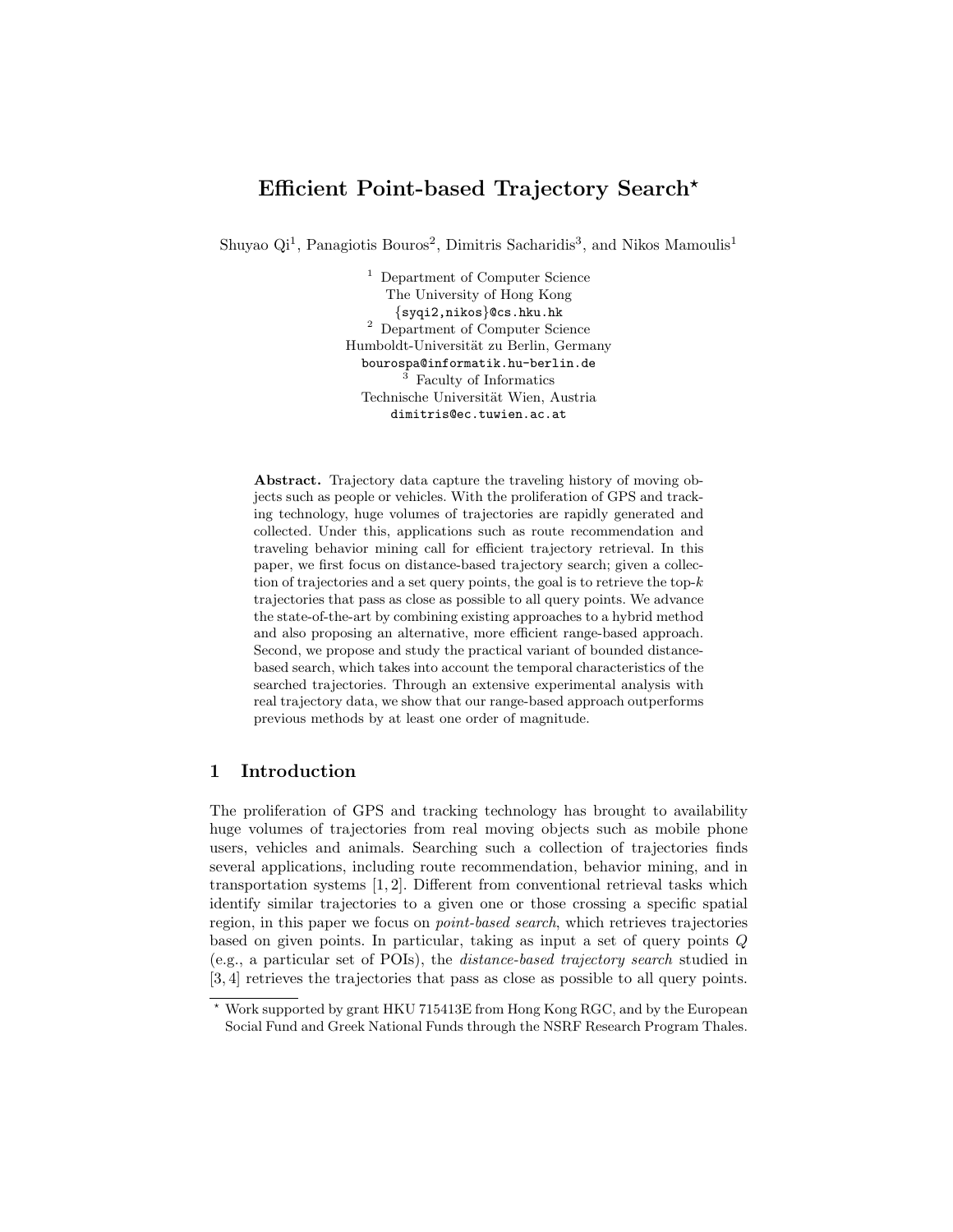# Efficient Point-based Trajectory Search*

Shuyao Qi[1], Panagiotis Bouros[2], Dimitris Sacharidis[3], and Nikos Mamoulis[1]

[1] Department of Computer Science
The University of Hong Kong
{syqi2,nikos}@cs.hku.hk

[2] Department of Computer Science
Humboldt-Universität zu Berlin, Germany
bourospa@informatik.hu-berlin.de

[3] Faculty of Informatics
Technische Universität Wien, Austria
dimitris@ec.tuwien.ac.at

**Abstract.** Trajectory data capture the traveling history of moving objects such as people or vehicles. With the proliferation of GPS and tracking technology, huge volumes of trajectories are rapidly generated and collected. Under this, applications such as route recommendation and traveling behavior mining call for efficient trajectory retrieval. In this paper, we first focus on distance-based trajectory search; given a collection of trajectories and a set query points, the goal is to retrieve the top-$k$ trajectories that pass as close as possible to all query points. We advance the state-of-the-art by combining existing approaches to a hybrid method and also proposing an alternative, more efficient range-based approach. Second, we propose and study the practical variant of bounded distance-based search, which takes into account the temporal characteristics of the searched trajectories. Through an extensive experimental analysis with real trajectory data, we show that our range-based approach outperforms previous methods by at least one order of magnitude.

## 1 Introduction

The proliferation of GPS and tracking technology has brought to availability huge volumes of trajectories from real moving objects such as mobile phone users, vehicles and animals. Searching such a collection of trajectories finds several applications, including route recommendation, behavior mining, and in transportation systems [1, 2]. Different from conventional retrieval tasks which identify similar trajectories to a given one or those crossing a specific spatial region, in this paper we focus on *point-based search*, which retrieves trajectories based on given points. In particular, taking as input a set of query points $Q$ (e.g., a particular set of POIs), the *distance-based trajectory search* studied in [3, 4] retrieves the trajectories that pass as close as possible to all query points.

* Work supported by grant HKU 715413E from Hong Kong RGC, and by the European Social Fund and Greek National Funds through the NSRF Research Program Thales.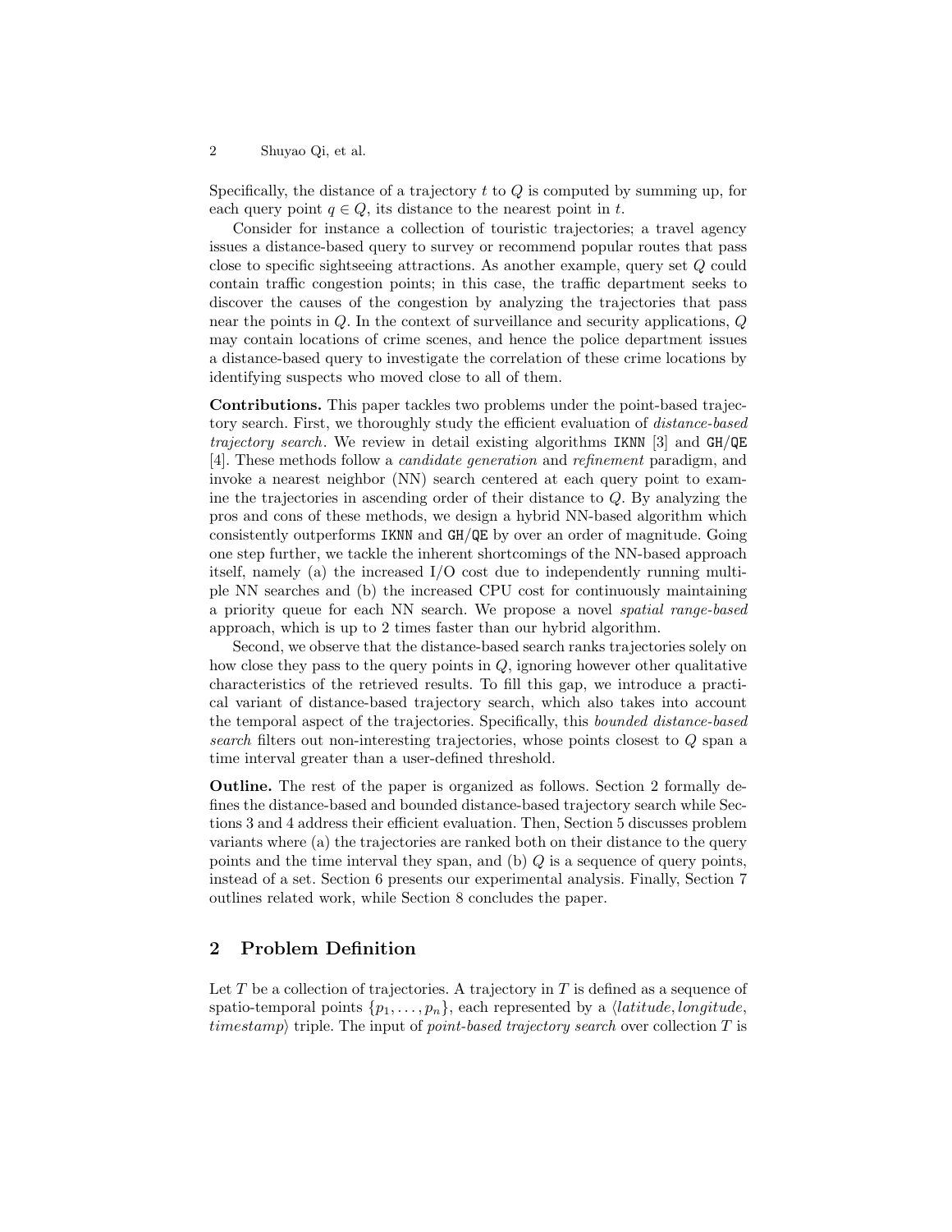Specifically, the distance of a trajectory $t$ to $Q$ is computed by summing up, for each query point $q \in Q$, its distance to the nearest point in $t$.

Consider for instance a collection of touristic trajectories; a travel agency issues a distance-based query to survey or recommend popular routes that pass close to specific sightseeing attractions. As another example, query set $Q$ could contain traffic congestion points; in this case, the traffic department seeks to discover the causes of the congestion by analyzing the trajectories that pass near the points in $Q$. In the context of surveillance and security applications, $Q$ may contain locations of crime scenes, and hence the police department issues a distance-based query to investigate the correlation of these crime locations by identifying suspects who moved close to all of them.

**Contributions.** This paper tackles two problems under the point-based trajectory search. First, we thoroughly study the efficient evaluation of *distance-based trajectory search*. We review in detail existing algorithms `IKNN` [3] and `GH/QE` [4]. These methods follow a *candidate generation* and *refinement* paradigm, and invoke a nearest neighbor (NN) search centered at each query point to examine the trajectories in ascending order of their distance to $Q$. By analyzing the pros and cons of these methods, we design a hybrid NN-based algorithm which consistently outperforms `IKNN` and `GH/QE` by over an order of magnitude. Going one step further, we tackle the inherent shortcomings of the NN-based approach itself, namely (a) the increased I/O cost due to independently running multiple NN searches and (b) the increased CPU cost for continuously maintaining a priority queue for each NN search. We propose a novel *spatial range-based* approach, which is up to 2 times faster than our hybrid algorithm.

Second, we observe that the distance-based search ranks trajectories solely on how close they pass to the query points in $Q$, ignoring however other qualitative characteristics of the retrieved results. To fill this gap, we introduce a practical variant of distance-based trajectory search, which also takes into account the temporal aspect of the trajectories. Specifically, this *bounded distance-based search* filters out non-interesting trajectories, whose points closest to $Q$ span a time interval greater than a user-defined threshold.

**Outline.** The rest of the paper is organized as follows. Section 2 formally defines the distance-based and bounded distance-based trajectory search while Sections 3 and 4 address their efficient evaluation. Then, Section 5 discusses problem variants where (a) the trajectories are ranked both on their distance to the query points and the time interval they span, and (b) $Q$ is a sequence of query points, instead of a set. Section 6 presents our experimental analysis. Finally, Section 7 outlines related work, while Section 8 concludes the paper.

## 2 Problem Definition

Let $T$ be a collection of trajectories. A trajectory in $T$ is defined as a sequence of spatio-temporal points $\{p_1, \ldots, p_n\}$, each represented by a $\langle latitude, longitude, timestamp\rangle$ triple. The input of *point-based trajectory search* over collection $T$ is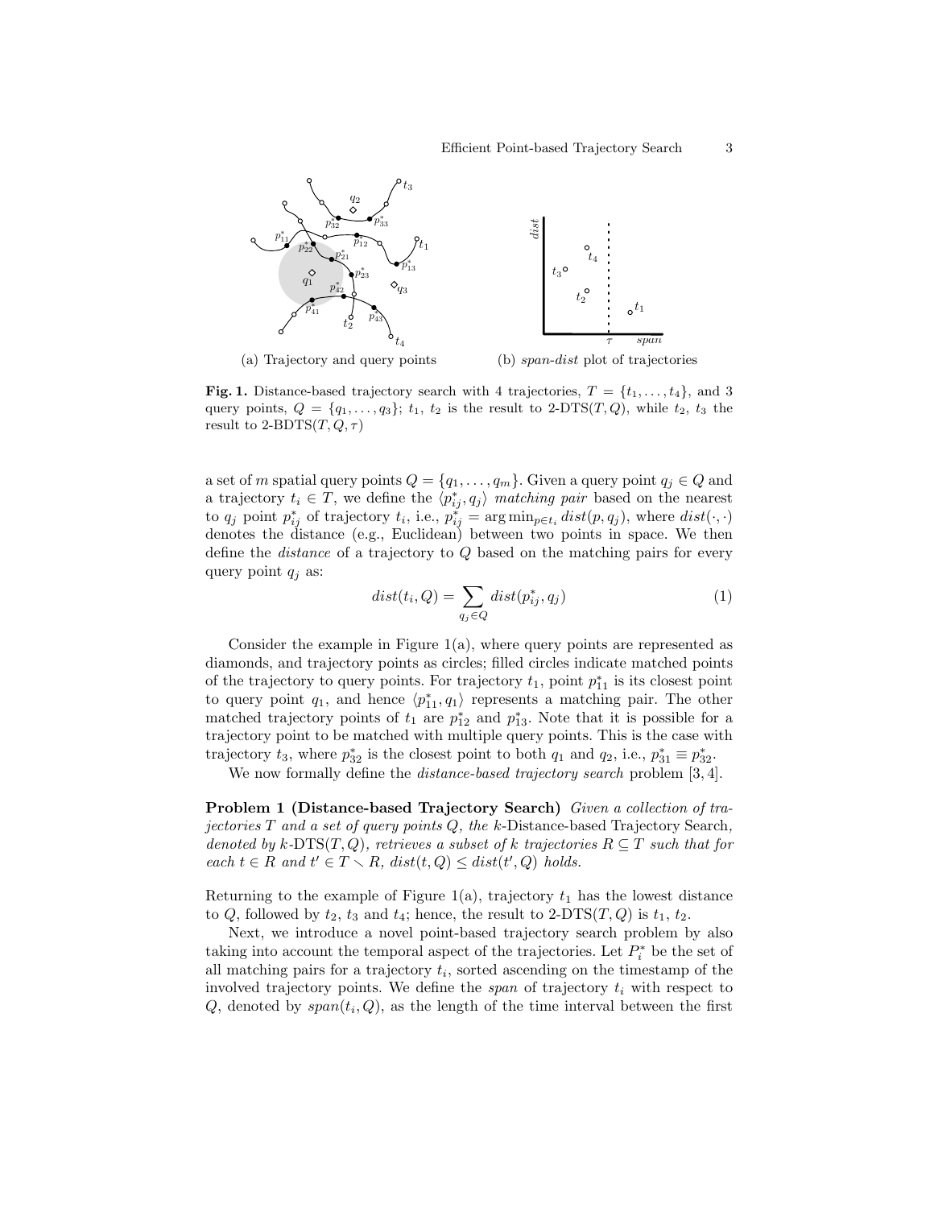(a) Trajectory and query points

(b) *span*-*dist* plot of trajectories

**Fig. 1.** Distance-based trajectory search with 4 trajectories, $T = \{t_1, \ldots, t_4\}$, and 3 query points, $Q = \{q_1, \ldots, q_3\}$; $t_1$, $t_2$ is the result to 2-DTS$(T, Q)$, while $t_2$, $t_3$ the result to 2-BDTS$(T, Q, \tau)$

a set of $m$ spatial query points $Q = \{q_1, \ldots, q_m\}$. Given a query point $q_j \in Q$ and a trajectory $t_i \in T$, we define the $\langle p^*_{ij}, q_j \rangle$ *matching pair* based on the nearest to $q_j$ point $p^*_{ij}$ of trajectory $t_i$, i.e., $p^*_{ij} = \arg\min_{p \in t_i} dist(p, q_j)$, where $dist(\cdot, \cdot)$ denotes the distance (e.g., Euclidean) between two points in space. We then define the *distance* of a trajectory to $Q$ based on the matching pairs for every query point $q_j$ as:

$$dist(t_i, Q) = \sum_{q_j \in Q} dist(p^*_{ij}, q_j) \tag{1}$$

Consider the example in Figure 1(a), where query points are represented as diamonds, and trajectory points as circles; filled circles indicate matched points of the trajectory to query points. For trajectory $t_1$, point $p^*_{11}$ is its closest point to query point $q_1$, and hence $\langle p^*_{11}, q_1 \rangle$ represents a matching pair. The other matched trajectory points of $t_1$ are $p^*_{12}$ and $p^*_{13}$. Note that it is possible for a trajectory point to be matched with multiple query points. This is the case with trajectory $t_3$, where $p^*_{32}$ is the closest point to both $q_1$ and $q_2$, i.e., $p^*_{31} \equiv p^*_{32}$.

We now formally define the *distance-based trajectory search* problem [3, 4].

**Problem 1 (Distance-based Trajectory Search)** *Given a collection of trajectories $T$ and a set of query points $Q$, the $k$-*Distance-based Trajectory Search*, denoted by $k$-DTS$(T, Q)$, retrieves a subset of $k$ trajectories $R \subseteq T$ such that for each $t \in R$ and $t' \in T \setminus R$, $dist(t, Q) \leq dist(t', Q)$ holds.*

Returning to the example of Figure 1(a), trajectory $t_1$ has the lowest distance to $Q$, followed by $t_2$, $t_3$ and $t_4$; hence, the result to 2-DTS$(T, Q)$ is $t_1$, $t_2$.

Next, we introduce a novel point-based trajectory search problem by also taking into account the temporal aspect of the trajectories. Let $P^*_i$ be the set of all matching pairs for a trajectory $t_i$, sorted ascending on the timestamp of the involved trajectory points. We define the *span* of trajectory $t_i$ with respect to $Q$, denoted by $span(t_i, Q)$, as the length of the time interval between the first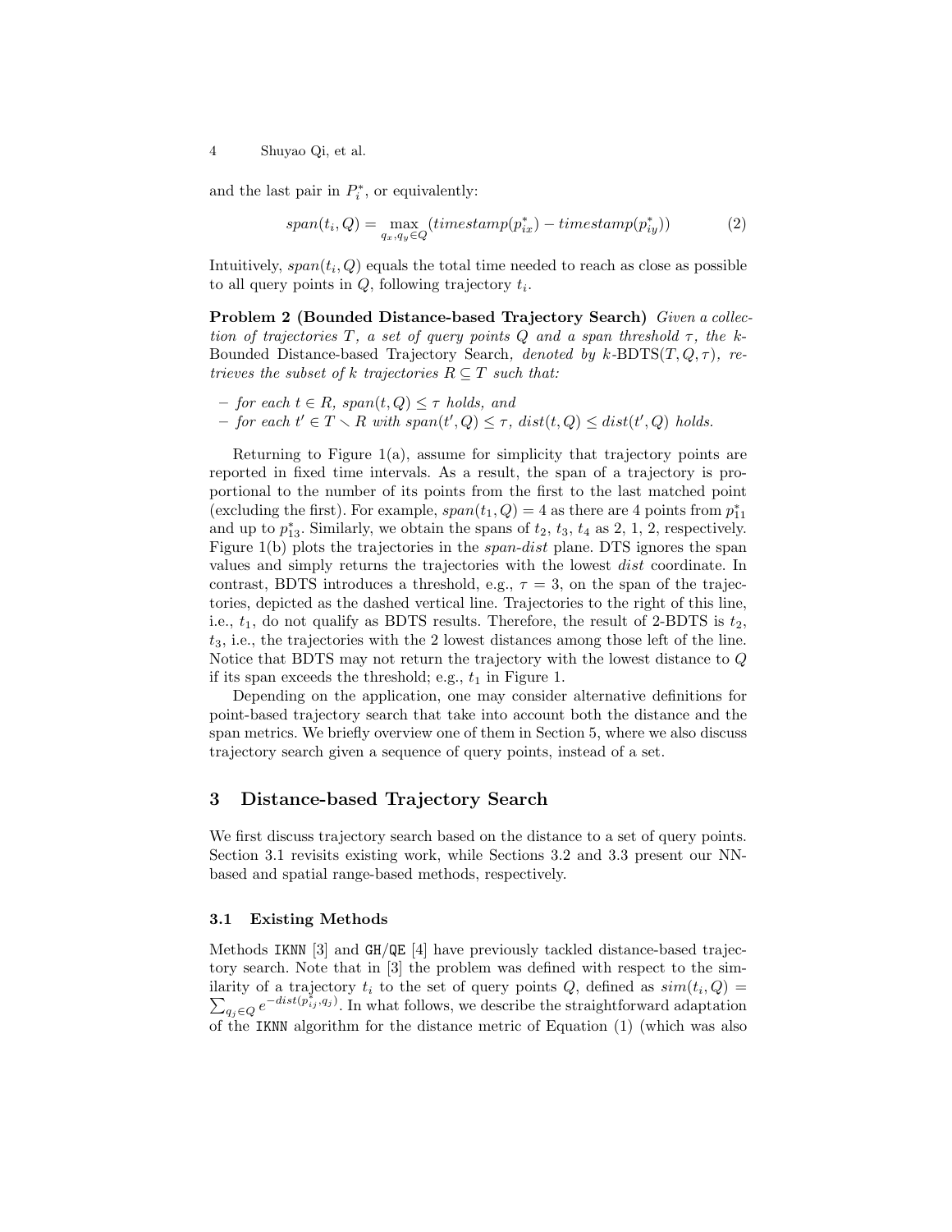and the last pair in $P_i^*$, or equivalently:

$$span(t_i, Q) = \max_{q_x, q_y \in Q}(timestamp(p_{ix}^*) - timestamp(p_{iy}^*)) \tag{2}$$

Intuitively, $span(t_i, Q)$ equals the total time needed to reach as close as possible to all query points in $Q$, following trajectory $t_i$.

**Problem 2 (Bounded Distance-based Trajectory Search)** *Given a collection of trajectories $T$, a set of query points $Q$ and a span threshold $\tau$, the $k$-*Bounded Distance-based Trajectory Search*, denoted by $k$-BDTS$(T, Q, \tau)$, retrieves the subset of $k$ trajectories $R \subseteq T$ such that:*

- *for each $t \in R$, $span(t, Q) \leq \tau$ holds, and*
- *for each $t' \in T \setminus R$ with $span(t', Q) \leq \tau$, $dist(t, Q) \leq dist(t', Q)$ holds.*

Returning to Figure 1(a), assume for simplicity that trajectory points are reported in fixed time intervals. As a result, the span of a trajectory is proportional to the number of its points from the first to the last matched point (excluding the first). For example, $span(t_1, Q) = 4$ as there are 4 points from $p_{11}^*$ and up to $p_{13}^*$. Similarly, we obtain the spans of $t_2$, $t_3$, $t_4$ as 2, 1, 2, respectively. Figure 1(b) plots the trajectories in the *span-dist* plane. DTS ignores the span values and simply returns the trajectories with the lowest *dist* coordinate. In contrast, BDTS introduces a threshold, e.g., $\tau = 3$, on the span of the trajectories, depicted as the dashed vertical line. Trajectories to the right of this line, i.e., $t_1$, do not qualify as BDTS results. Therefore, the result of 2-BDTS is $t_2$, $t_3$, i.e., the trajectories with the 2 lowest distances among those left of the line. Notice that BDTS may not return the trajectory with the lowest distance to $Q$ if its span exceeds the threshold; e.g., $t_1$ in Figure 1.

Depending on the application, one may consider alternative definitions for point-based trajectory search that take into account both the distance and the span metrics. We briefly overview one of them in Section 5, where we also discuss trajectory search given a sequence of query points, instead of a set.

## 3 Distance-based Trajectory Search

We first discuss trajectory search based on the distance to a set of query points. Section 3.1 revisits existing work, while Sections 3.2 and 3.3 present our NN-based and spatial range-based methods, respectively.

### 3.1 Existing Methods

Methods `IKNN` [3] and `GH/QE` [4] have previously tackled distance-based trajectory search. Note that in [3] the problem was defined with respect to the similarity of a trajectory $t_i$ to the set of query points $Q$, defined as $sim(t_i, Q) = \sum_{q_j \in Q} e^{-dist(p_{ij}^*, q_j)}$. In what follows, we describe the straightforward adaptation of the `IKNN` algorithm for the distance metric of Equation (1) (which was also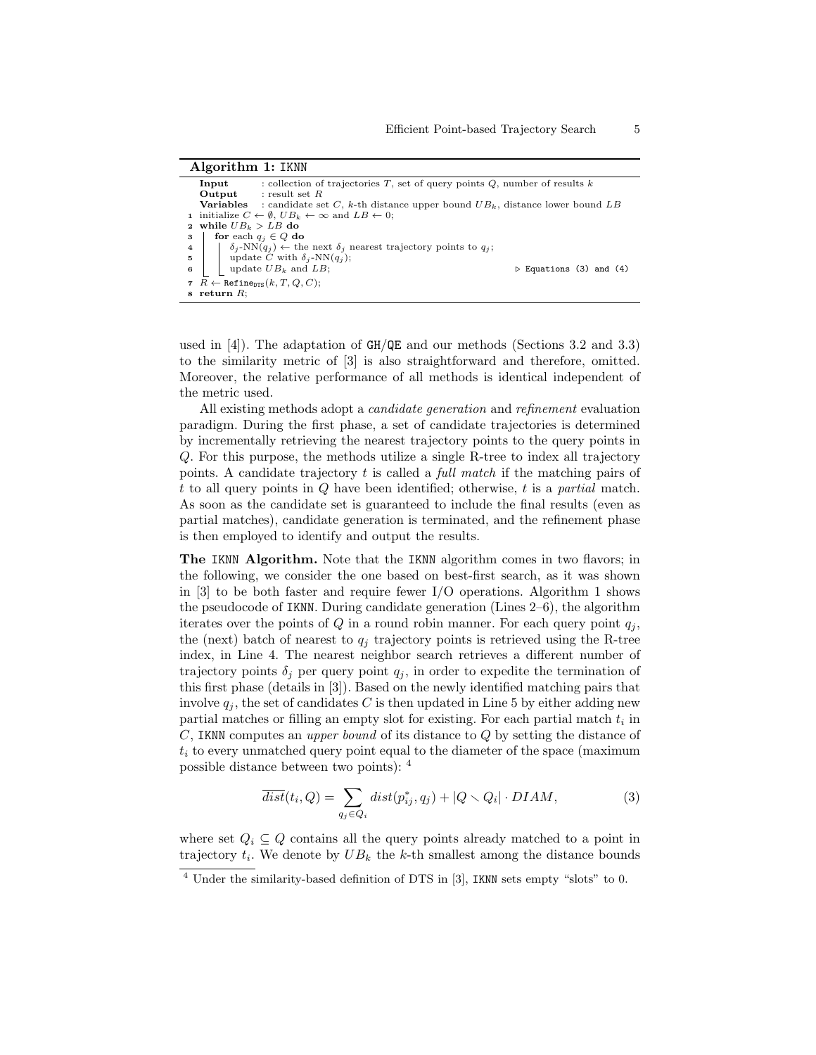**Algorithm 1:** IKNN

```
Input     : collection of trajectories T, set of query points Q, number of results k
Output    : result set R
Variables : candidate set C, k-th distance upper bound UB_k, distance lower bound LB
1 initialize C ← ∅, UB_k ← ∞ and LB ← 0;
2 while UB_k > LB do
3     for each q_j ∈ Q do
4         δ_j-NN(q_j) ← the next δ_j nearest trajectory points to q_j;
5         update C with δ_j-NN(q_j);
6         update UB_k and LB;                                  ▷ Equations (3) and (4)
7 R ← Refine_DTS(k, T, Q, C);
8 return R;
```

used in [4]). The adaptation of GH/QE and our methods (Sections 3.2 and 3.3) to the similarity metric of [3] is also straightforward and therefore, omitted. Moreover, the relative performance of all methods is identical independent of the metric used.

All existing methods adopt a *candidate generation* and *refinement* evaluation paradigm. During the first phase, a set of candidate trajectories is determined by incrementally retrieving the nearest trajectory points to the query points in $Q$. For this purpose, the methods utilize a single R-tree to index all trajectory points. A candidate trajectory $t$ is called a *full match* if the matching pairs of $t$ to all query points in $Q$ have been identified; otherwise, $t$ is a *partial* match. As soon as the candidate set is guaranteed to include the final results (even as partial matches), candidate generation is terminated, and the refinement phase is then employed to identify and output the results.

**The IKNN Algorithm.** Note that the IKNN algorithm comes in two flavors; in the following, we consider the one based on best-first search, as it was shown in [3] to be both faster and require fewer I/O operations. Algorithm 1 shows the pseudocode of IKNN. During candidate generation (Lines 2–6), the algorithm iterates over the points of $Q$ in a round robin manner. For each query point $q_j$, the (next) batch of nearest to $q_j$ trajectory points is retrieved using the R-tree index, in Line 4. The nearest neighbor search retrieves a different number of trajectory points $\delta_j$ per query point $q_j$, in order to expedite the termination of this first phase (details in [3]). Based on the newly identified matching pairs that involve $q_j$, the set of candidates $C$ is then updated in Line 5 by either adding new partial matches or filling an empty slot for existing. For each partial match $t_i$ in $C$, IKNN computes an *upper bound* of its distance to $Q$ by setting the distance of $t_i$ to every unmatched query point equal to the diameter of the space (maximum possible distance between two points): [4]

$$\overline{dist}(t_i, Q) = \sum_{q_j \in Q_i} dist(p^*_{ij}, q_j) + |Q \setminus Q_i| \cdot DIAM, \tag{3}$$

where set $Q_i \subseteq Q$ contains all the query points already matched to a point in trajectory $t_i$. We denote by $UB_k$ the $k$-th smallest among the distance bounds

[4] Under the similarity-based definition of DTS in [3], IKNN sets empty "slots" to 0.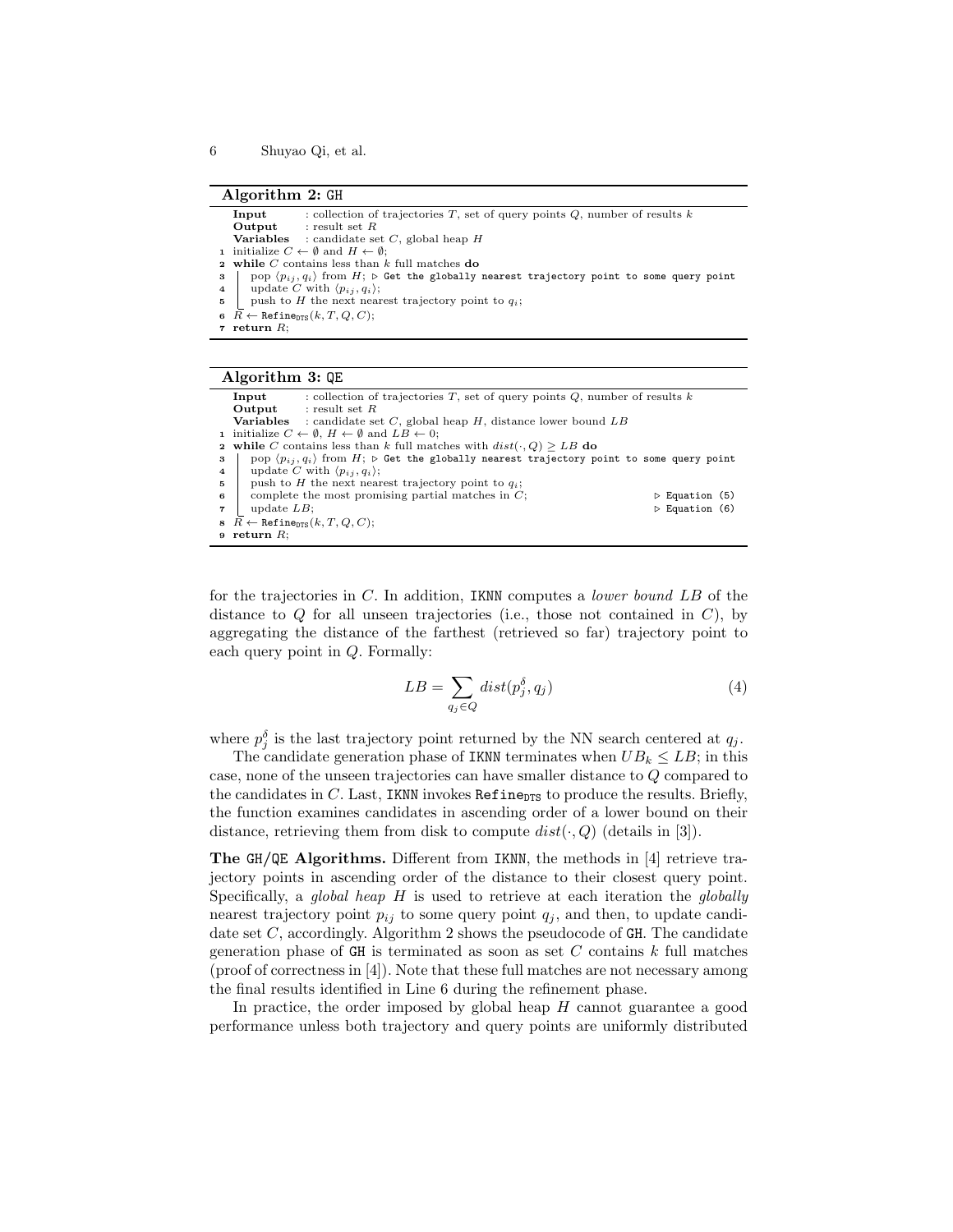**Algorithm 2:** GH

```
Input      : collection of trajectories T, set of query points Q, number of results k
Output     : result set R
Variables  : candidate set C, global heap H
1 initialize C ← ∅ and H ← ∅;
2 while C contains less than k full matches do
3 |  pop ⟨p_ij, q_i⟩ from H; ▷ Get the globally nearest trajectory point to some query point
4 |  update C with ⟨p_ij, q_i⟩;
5 |  push to H the next nearest trajectory point to q_i;
6 R ← Refine_DTS(k, T, Q, C);
7 return R;
```

**Algorithm 3:** QE

```
Input      : collection of trajectories T, set of query points Q, number of results k
Output     : result set R
Variables  : candidate set C, global heap H, distance lower bound LB
1 initialize C ← ∅, H ← ∅ and LB ← 0;
2 while C contains less than k full matches with dist(·, Q) ≥ LB do
3 |  pop ⟨p_ij, q_i⟩ from H; ▷ Get the globally nearest trajectory point to some query point
4 |  update C with ⟨p_ij, q_i⟩;
5 |  push to H the next nearest trajectory point to q_i;
6 |  complete the most promising partial matches in C;          ▷ Equation (5)
7 |  update LB;                                                  ▷ Equation (6)
8 R ← Refine_DTS(k, T, Q, C);
9 return R;
```

for the trajectories in $C$. In addition, IKNN computes a *lower bound* $LB$ of the distance to $Q$ for all unseen trajectories (i.e., those not contained in $C$), by aggregating the distance of the farthest (retrieved so far) trajectory point to each query point in $Q$. Formally:

$$LB = \sum_{q_j \in Q} dist(p_j^{\delta}, q_j) \tag{4}$$

where $p_j^{\delta}$ is the last trajectory point returned by the NN search centered at $q_j$.

The candidate generation phase of IKNN terminates when $UB_k \leq LB$; in this case, none of the unseen trajectories can have smaller distance to $Q$ compared to the candidates in $C$. Last, IKNN invokes $\texttt{Refine}_{\texttt{DTS}}$ to produce the results. Briefly, the function examines candidates in ascending order of a lower bound on their distance, retrieving them from disk to compute $dist(\cdot, Q)$ (details in [3]).

**The GH/QE Algorithms.** Different from IKNN, the methods in [4] retrieve trajectory points in ascending order of the distance to their closest query point. Specifically, a *global heap* $H$ is used to retrieve at each iteration the *globally* nearest trajectory point $p_{ij}$ to some query point $q_j$, and then, to update candidate set $C$, accordingly. Algorithm 2 shows the pseudocode of GH. The candidate generation phase of GH is terminated as soon as set $C$ contains $k$ full matches (proof of correctness in [4]). Note that these full matches are not necessary among the final results identified in Line 6 during the refinement phase.

In practice, the order imposed by global heap $H$ cannot guarantee a good performance unless both trajectory and query points are uniformly distributed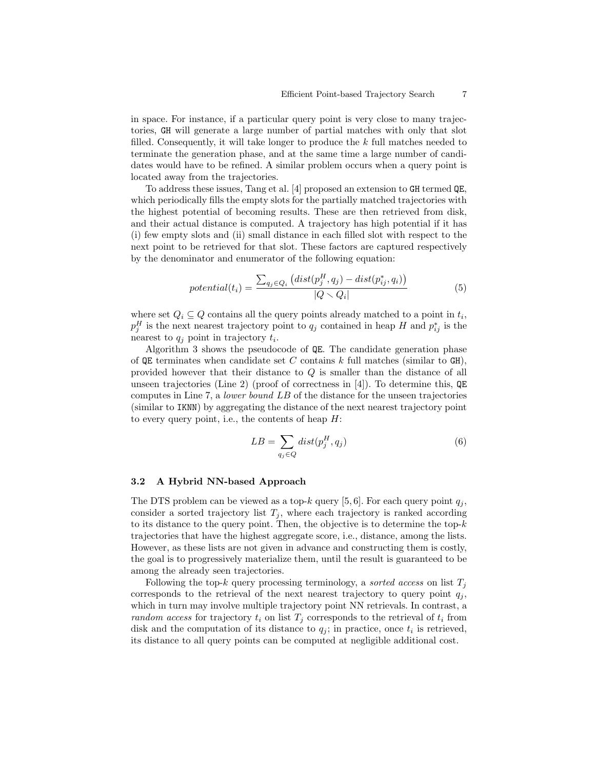in space. For instance, if a particular query point is very close to many trajectories, GH will generate a large number of partial matches with only that slot filled. Consequently, it will take longer to produce the $k$ full matches needed to terminate the generation phase, and at the same time a large number of candidates would have to be refined. A similar problem occurs when a query point is located away from the trajectories.

To address these issues, Tang et al. [4] proposed an extension to GH termed QE, which periodically fills the empty slots for the partially matched trajectories with the highest potential of becoming results. These are then retrieved from disk, and their actual distance is computed. A trajectory has high potential if it has (i) few empty slots and (ii) small distance in each filled slot with respect to the next point to be retrieved for that slot. These factors are captured respectively by the denominator and enumerator of the following equation:

$$potential(t_i) = \frac{\sum_{q_j \in Q_i} \left( dist(p_j^H, q_j) - dist(p_{ij}^*, q_i) \right)}{|Q \setminus Q_i|} \tag{5}$$

where set $Q_i \subseteq Q$ contains all the query points already matched to a point in $t_i$, $p_j^H$ is the next nearest trajectory point to $q_j$ contained in heap $H$ and $p_{ij}^*$ is the nearest to $q_j$ point in trajectory $t_i$.

Algorithm 3 shows the pseudocode of QE. The candidate generation phase of QE terminates when candidate set $C$ contains $k$ full matches (similar to GH), provided however that their distance to $Q$ is smaller than the distance of all unseen trajectories (Line 2) (proof of correctness in [4]). To determine this, QE computes in Line 7, a *lower bound* $LB$ of the distance for the unseen trajectories (similar to IKNN) by aggregating the distance of the next nearest trajectory point to every query point, i.e., the contents of heap $H$:

$$LB = \sum_{q_j \in Q} dist(p_j^H, q_j) \tag{6}$$

### 3.2 A Hybrid NN-based Approach

The DTS problem can be viewed as a top-$k$ query [5, 6]. For each query point $q_j$, consider a sorted trajectory list $T_j$, where each trajectory is ranked according to its distance to the query point. Then, the objective is to determine the top-$k$ trajectories that have the highest aggregate score, i.e., distance, among the lists. However, as these lists are not given in advance and constructing them is costly, the goal is to progressively materialize them, until the result is guaranteed to be among the already seen trajectories.

Following the top-$k$ query processing terminology, a *sorted access* on list $T_j$ corresponds to the retrieval of the next nearest trajectory to query point $q_j$, which in turn may involve multiple trajectory point NN retrievals. In contrast, a *random access* for trajectory $t_i$ on list $T_j$ corresponds to the retrieval of $t_i$ from disk and the computation of its distance to $q_j$; in practice, once $t_i$ is retrieved, its distance to all query points can be computed at negligible additional cost.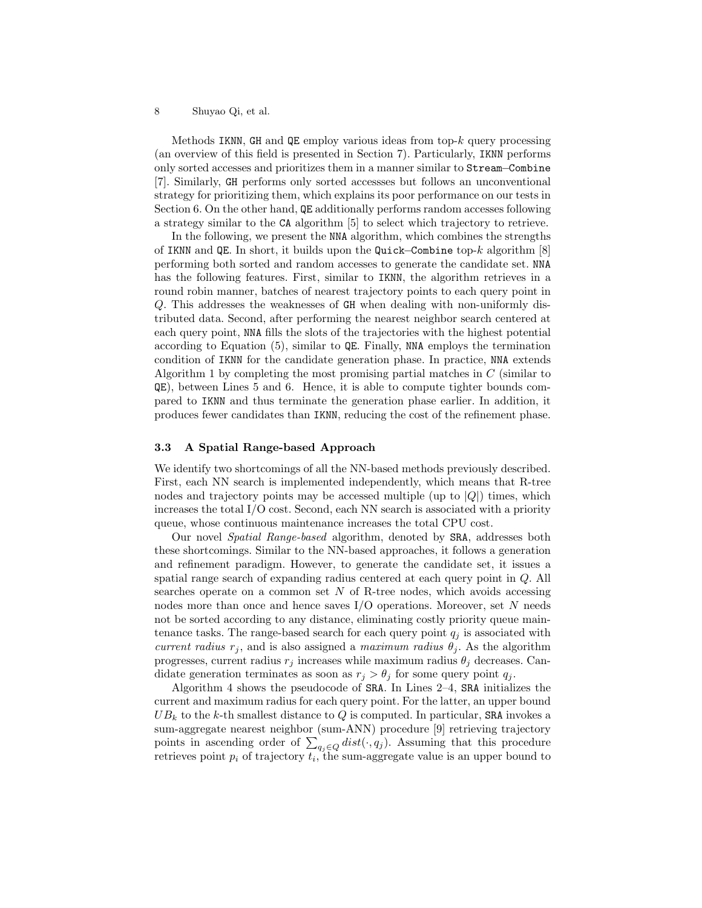Methods IKNN, GH and QE employ various ideas from top-$k$ query processing (an overview of this field is presented in Section 7). Particularly, IKNN performs only sorted accesses and prioritizes them in a manner similar to Stream–Combine [7]. Similarly, GH performs only sorted accessses but follows an unconventional strategy for prioritizing them, which explains its poor performance on our tests in Section 6. On the other hand, QE additionally performs random accesses following a strategy similar to the CA algorithm [5] to select which trajectory to retrieve.

In the following, we present the NNA algorithm, which combines the strengths of IKNN and QE. In short, it builds upon the Quick–Combine top-$k$ algorithm [8] performing both sorted and random accesses to generate the candidate set. NNA has the following features. First, similar to IKNN, the algorithm retrieves in a round robin manner, batches of nearest trajectory points to each query point in $Q$. This addresses the weaknesses of GH when dealing with non-uniformly distributed data. Second, after performing the nearest neighbor search centered at each query point, NNA fills the slots of the trajectories with the highest potential according to Equation (5), similar to QE. Finally, NNA employs the termination condition of IKNN for the candidate generation phase. In practice, NNA extends Algorithm 1 by completing the most promising partial matches in $C$ (similar to QE), between Lines 5 and 6. Hence, it is able to compute tighter bounds compared to IKNN and thus terminate the generation phase earlier. In addition, it produces fewer candidates than IKNN, reducing the cost of the refinement phase.

### 3.3 A Spatial Range-based Approach

We identify two shortcomings of all the NN-based methods previously described. First, each NN search is implemented independently, which means that R-tree nodes and trajectory points may be accessed multiple (up to $|Q|$) times, which increases the total I/O cost. Second, each NN search is associated with a priority queue, whose continuous maintenance increases the total CPU cost.

Our novel *Spatial Range-based* algorithm, denoted by SRA, addresses both these shortcomings. Similar to the NN-based approaches, it follows a generation and refinement paradigm. However, to generate the candidate set, it issues a spatial range search of expanding radius centered at each query point in $Q$. All searches operate on a common set $N$ of R-tree nodes, which avoids accessing nodes more than once and hence saves I/O operations. Moreover, set $N$ needs not be sorted according to any distance, eliminating costly priority queue maintenance tasks. The range-based search for each query point $q_j$ is associated with *current radius* $r_j$, and is also assigned a *maximum radius* $\theta_j$. As the algorithm progresses, current radius $r_j$ increases while maximum radius $\theta_j$ decreases. Candidate generation terminates as soon as $r_j > \theta_j$ for some query point $q_j$.

Algorithm 4 shows the pseudocode of SRA. In Lines 2–4, SRA initializes the current and maximum radius for each query point. For the latter, an upper bound $UB_k$ to the $k$-th smallest distance to $Q$ is computed. In particular, SRA invokes a sum-aggregate nearest neighbor (sum-ANN) procedure [9] retrieving trajectory points in ascending order of $\sum_{q_j \in Q} dist(\cdot, q_j)$. Assuming that this procedure retrieves point $p_i$ of trajectory $t_i$, the sum-aggregate value is an upper bound to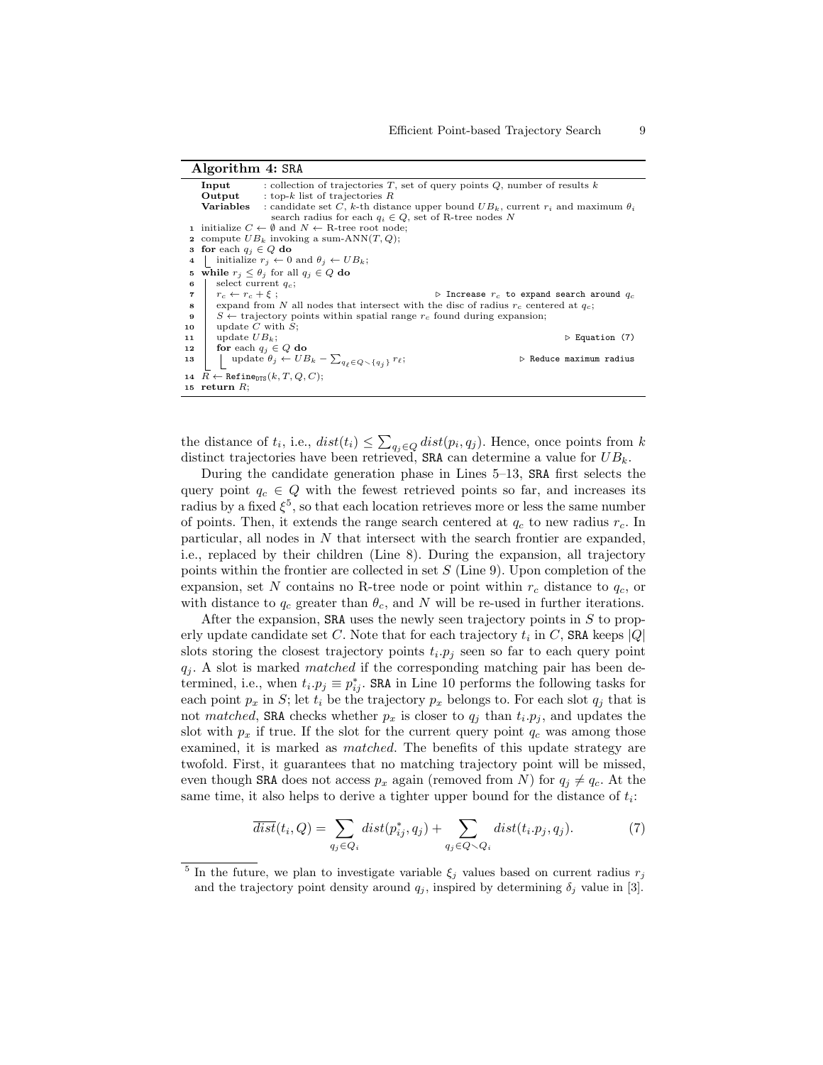**Algorithm 4:** SRA

```
Input      : collection of trajectories T, set of query points Q, number of results k
Output     : top-k list of trajectories R
Variables  : candidate set C, k-th distance upper bound UB_k, current r_i and maximum θ_i
             search radius for each q_i ∈ Q, set of R-tree nodes N
1  initialize C ← ∅ and N ← R-tree root node;
2  compute UB_k invoking a sum-ANN(T, Q);
3  for each q_j ∈ Q do
4      initialize r_j ← 0 and θ_j ← UB_k;
5  while r_j ≤ θ_j for all q_j ∈ Q do
6      select current q_c;
7      r_c ← r_c + ξ ;                              ▷ Increase r_c to expand search around q_c
8      expand from N all nodes that intersect with the disc of radius r_c centered at q_c;
9      S ← trajectory points within spatial range r_c found during expansion;
10     update C with S;
11     update UB_k;                                  ▷ Equation (7)
12     for each q_j ∈ Q do
13         update θ_j ← UB_k − Σ_{q_ℓ ∈ Q∖{q_j}} r_ℓ;  ▷ Reduce maximum radius
14 R ← Refine_DTS(k, T, Q, C);
15 return R;
```

the distance of $t_i$, i.e., $dist(t_i) \leq \sum_{q_j \in Q} dist(p_i, q_j)$. Hence, once points from $k$ distinct trajectories have been retrieved, SRA can determine a value for $UB_k$.

During the candidate generation phase in Lines 5–13, SRA first selects the query point $q_c \in Q$ with the fewest retrieved points so far, and increases its radius by a fixed $\xi$[5], so that each location retrieves more or less the same number of points. Then, it extends the range search centered at $q_c$ to new radius $r_c$. In particular, all nodes in $N$ that intersect with the search frontier are expanded, i.e., replaced by their children (Line 8). During the expansion, all trajectory points within the frontier are collected in set $S$ (Line 9). Upon completion of the expansion, set $N$ contains no R-tree node or point within $r_c$ distance to $q_c$, or with distance to $q_c$ greater than $\theta_c$, and $N$ will be re-used in further iterations.

After the expansion, SRA uses the newly seen trajectory points in $S$ to properly update candidate set $C$. Note that for each trajectory $t_i$ in $C$, SRA keeps $|Q|$ slots storing the closest trajectory points $t_i.p_j$ seen so far to each query point $q_j$. A slot is marked *matched* if the corresponding matching pair has been determined, i.e., when $t_i.p_j \equiv p^*_{ij}$. SRA in Line 10 performs the following tasks for each point $p_x$ in $S$; let $t_i$ be the trajectory $p_x$ belongs to. For each slot $q_j$ that is not *matched*, SRA checks whether $p_x$ is closer to $q_j$ than $t_i.p_j$, and updates the slot with $p_x$ if true. If the slot for the current query point $q_c$ was among those examined, it is marked as *matched*. The benefits of this update strategy are twofold. First, it guarantees that no matching trajectory point will be missed, even though SRA does not access $p_x$ again (removed from $N$) for $q_j \neq q_c$. At the same time, it also helps to derive a tighter upper bound for the distance of $t_i$:

$$\overline{dist}(t_i, Q) = \sum_{q_j \in Q_i} dist(p^*_{ij}, q_j) + \sum_{q_j \in Q \setminus Q_i} dist(t_i.p_j, q_j). \tag{7}$$

[5] In the future, we plan to investigate variable $\xi_j$ values based on current radius $r_j$ and the trajectory point density around $q_j$, inspired by determining $\delta_j$ value in [3].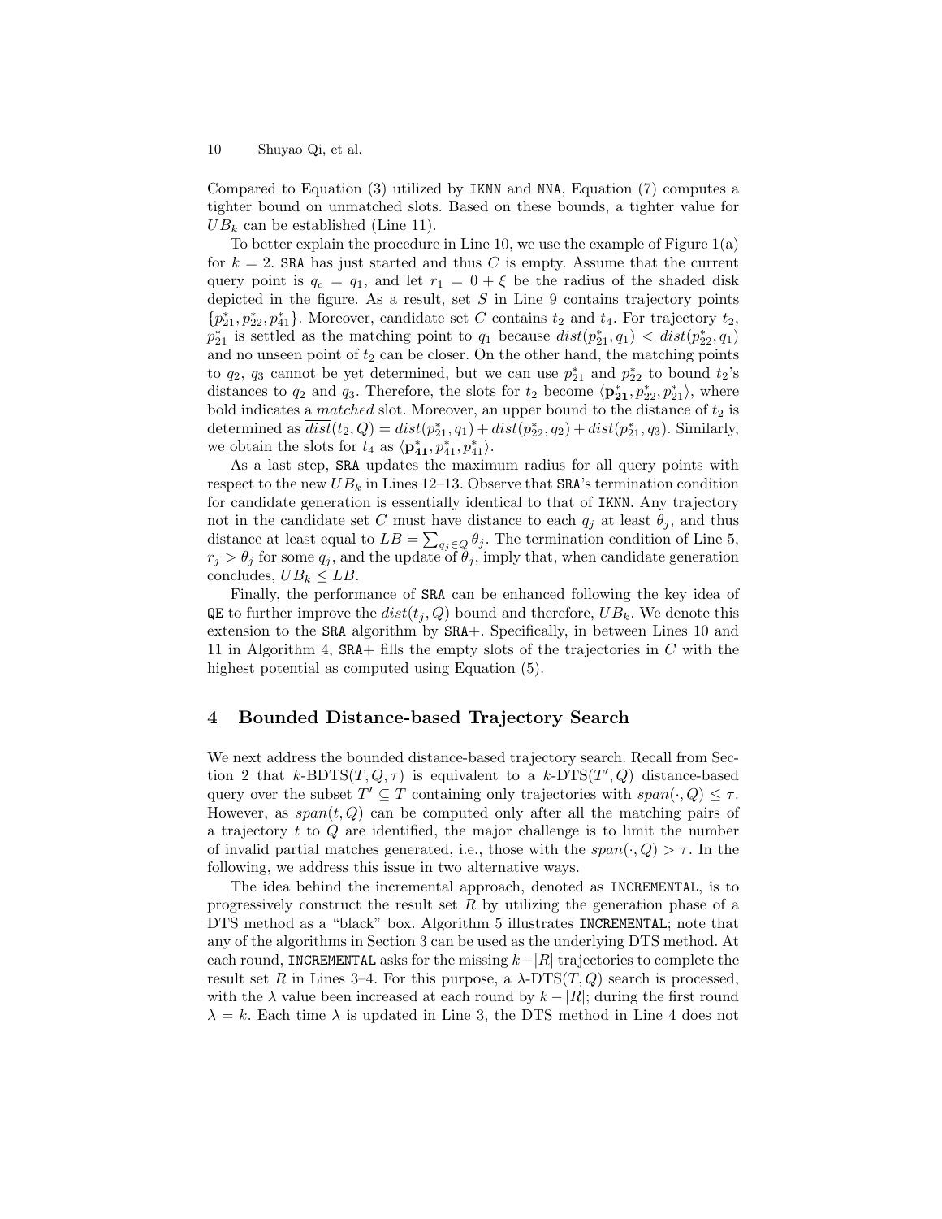Compared to Equation (3) utilized by IKNN and NNA, Equation (7) computes a tighter bound on unmatched slots. Based on these bounds, a tighter value for $UB_k$ can be established (Line 11).

To better explain the procedure in Line 10, we use the example of Figure 1(a) for $k = 2$. SRA has just started and thus $C$ is empty. Assume that the current query point is $q_c = q_1$, and let $r_1 = 0 + \xi$ be the radius of the shaded disk depicted in the figure. As a result, set $S$ in Line 9 contains trajectory points $\{p^*_{21}, p^*_{22}, p^*_{41}\}$. Moreover, candidate set $C$ contains $t_2$ and $t_4$. For trajectory $t_2$, $p^*_{21}$ is settled as the matching point to $q_1$ because $dist(p^*_{21}, q_1) < dist(p^*_{22}, q_1)$ and no unseen point of $t_2$ can be closer. On the other hand, the matching points to $q_2$, $q_3$ cannot be yet determined, but we can use $p^*_{21}$ and $p^*_{22}$ to bound $t_2$'s distances to $q_2$ and $q_3$. Therefore, the slots for $t_2$ become $\langle \mathbf{p^*_{21}}, p^*_{22}, p^*_{21} \rangle$, where bold indicates a *matched* slot. Moreover, an upper bound to the distance of $t_2$ is determined as $\overline{dist}(t_2, Q) = dist(p^*_{21}, q_1) + dist(p^*_{22}, q_2) + dist(p^*_{21}, q_3)$. Similarly, we obtain the slots for $t_4$ as $\langle \mathbf{p^*_{41}}, p^*_{41}, p^*_{41} \rangle$.

As a last step, SRA updates the maximum radius for all query points with respect to the new $UB_k$ in Lines 12–13. Observe that SRA's termination condition for candidate generation is essentially identical to that of IKNN. Any trajectory not in the candidate set $C$ must have distance to each $q_j$ at least $\theta_j$, and thus distance at least equal to $LB = \sum_{q_j \in Q} \theta_j$. The termination condition of Line 5, $r_j > \theta_j$ for some $q_j$, and the update of $\theta_j$, imply that, when candidate generation concludes, $UB_k \leq LB$.

Finally, the performance of SRA can be enhanced following the key idea of QE to further improve the $\overline{dist}(t_j, Q)$ bound and therefore, $UB_k$. We denote this extension to the SRA algorithm by SRA+. Specifically, in between Lines 10 and 11 in Algorithm 4, SRA+ fills the empty slots of the trajectories in $C$ with the highest potential as computed using Equation (5).

## 4 Bounded Distance-based Trajectory Search

We next address the bounded distance-based trajectory search. Recall from Section 2 that $k$-BDTS$(T, Q, \tau)$ is equivalent to a $k$-DTS$(T', Q)$ distance-based query over the subset $T' \subseteq T$ containing only trajectories with $span(\cdot, Q) \leq \tau$. However, as $span(t, Q)$ can be computed only after all the matching pairs of a trajectory $t$ to $Q$ are identified, the major challenge is to limit the number of invalid partial matches generated, i.e., those with the $span(\cdot, Q) > \tau$. In the following, we address this issue in two alternative ways.

The idea behind the incremental approach, denoted as INCREMENTAL, is to progressively construct the result set $R$ by utilizing the generation phase of a DTS method as a "black" box. Algorithm 5 illustrates INCREMENTAL; note that any of the algorithms in Section 3 can be used as the underlying DTS method. At each round, INCREMENTAL asks for the missing $k-|R|$ trajectories to complete the result set $R$ in Lines 3–4. For this purpose, a $\lambda$-DTS$(T, Q)$ search is processed, with the $\lambda$ value been increased at each round by $k - |R|$; during the first round $\lambda = k$. Each time $\lambda$ is updated in Line 3, the DTS method in Line 4 does not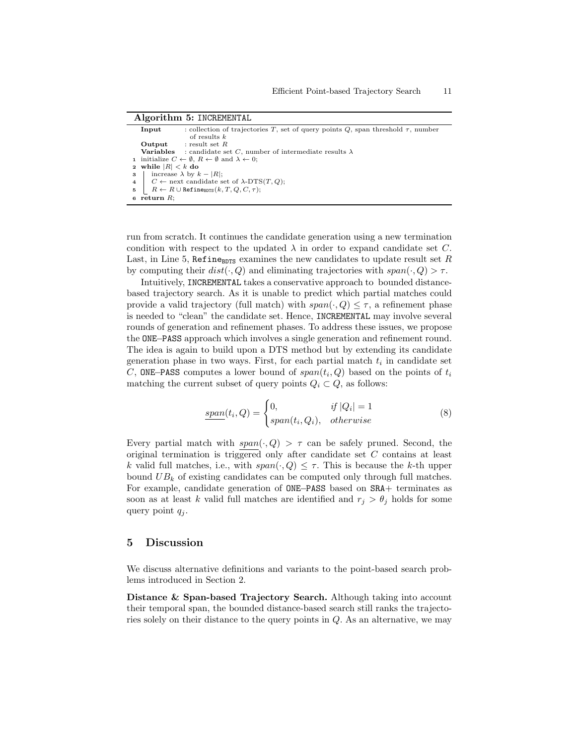**Algorithm 5:** `INCREMENTAL`

```
   Input      : collection of trajectories T, set of query points Q, span threshold τ, number
                of results k
   Output     : result set R
   Variables  : candidate set C, number of intermediate results λ
1  initialize C ← ∅, R ← ∅ and λ ← 0;
2  while |R| < k do
3  |   increase λ by k − |R|;
4  |   C ← next candidate set of λ-DTS(T, Q);
5  |   R ← R ∪ Refine_BDTS(k, T, Q, C, τ);
6  return R;
```

run from scratch. It continues the candidate generation using a new termination condition with respect to the updated $\lambda$ in order to expand candidate set $C$. Last, in Line 5, $\texttt{Refine}_{\texttt{BDTS}}$ examines the new candidates to update result set $R$ by computing their $dist(\cdot, Q)$ and eliminating trajectories with $span(\cdot, Q) > \tau$.

Intuitively, `INCREMENTAL` takes a conservative approach to bounded distance-based trajectory search. As it is unable to predict which partial matches could provide a valid trajectory (full match) with $span(\cdot, Q) \leq \tau$, a refinement phase is needed to "clean" the candidate set. Hence, `INCREMENTAL` may involve several rounds of generation and refinement phases. To address these issues, we propose the `ONE–PASS` approach which involves a single generation and refinement round. The idea is again to build upon a DTS method but by extending its candidate generation phase in two ways. First, for each partial match $t_i$ in candidate set $C$, `ONE–PASS` computes a lower bound of $span(t_i, Q)$ based on the points of $t_i$ matching the current subset of query points $Q_i \subset Q$, as follows:

$$\underline{span}(t_i, Q) = \begin{cases} 0, & if\ |Q_i| = 1 \\ span(t_i, Q_i), & otherwise \end{cases} \tag{8}$$

Every partial match with $\underline{span}(\cdot, Q) > \tau$ can be safely pruned. Second, the original termination is triggered only after candidate set $C$ contains at least $k$ valid full matches, i.e., with $span(\cdot, Q) \leq \tau$. This is because the $k$-th upper bound $UB_k$ of existing candidates can be computed only through full matches. For example, candidate generation of `ONE–PASS` based on `SRA+` terminates as soon as at least $k$ valid full matches are identified and $r_j > \theta_j$ holds for some query point $q_j$.

## 5 Discussion

We discuss alternative definitions and variants to the point-based search problems introduced in Section 2.

**Distance & Span-based Trajectory Search.** Although taking into account their temporal span, the bounded distance-based search still ranks the trajectories solely on their distance to the query points in $Q$. As an alternative, we may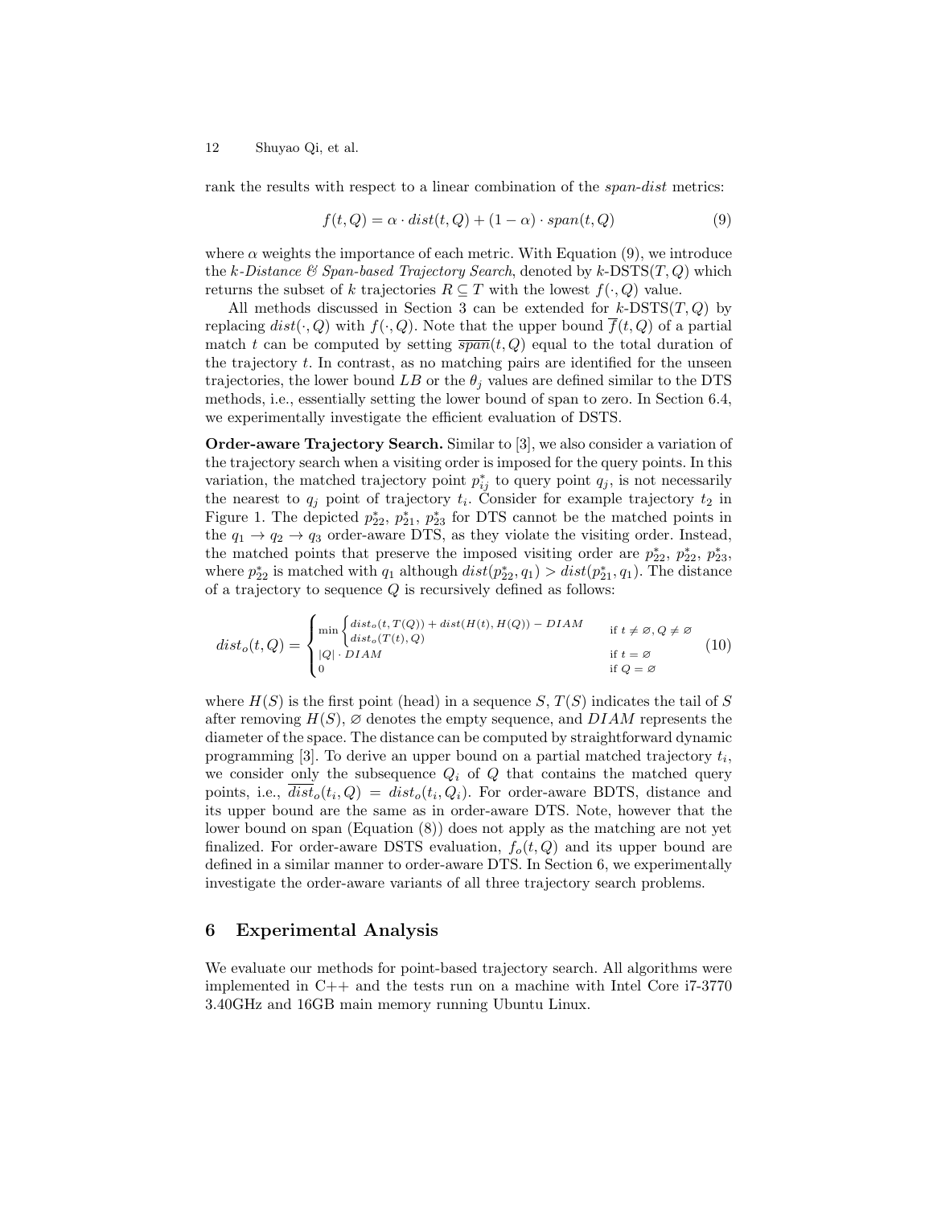rank the results with respect to a linear combination of the *span-dist* metrics:

$$f(t, Q) = \alpha \cdot dist(t, Q) + (1 - \alpha) \cdot span(t, Q) \tag{9}$$

where $\alpha$ weights the importance of each metric. With Equation (9), we introduce the *k-Distance & Span-based Trajectory Search*, denoted by $k$-DSTS$(T, Q)$ which returns the subset of $k$ trajectories $R \subseteq T$ with the lowest $f(\cdot, Q)$ value.

All methods discussed in Section 3 can be extended for $k$-DSTS$(T, Q)$ by replacing $dist(\cdot, Q)$ with $f(\cdot, Q)$. Note that the upper bound $\overline{f}(t, Q)$ of a partial match $t$ can be computed by setting $\overline{span}(t, Q)$ equal to the total duration of the trajectory $t$. In contrast, as no matching pairs are identified for the unseen trajectories, the lower bound $LB$ or the $\theta_j$ values are defined similar to the DTS methods, i.e., essentially setting the lower bound of span to zero. In Section 6.4, we experimentally investigate the efficient evaluation of DSTS.

**Order-aware Trajectory Search.** Similar to [3], we also consider a variation of the trajectory search when a visiting order is imposed for the query points. In this variation, the matched trajectory point $p^*_{ij}$ to query point $q_j$, is not necessarily the nearest to $q_j$ point of trajectory $t_i$. Consider for example trajectory $t_2$ in Figure 1. The depicted $p^*_{22}$, $p^*_{21}$, $p^*_{23}$ for DTS cannot be the matched points in the $q_1 \rightarrow q_2 \rightarrow q_3$ order-aware DTS, as they violate the visiting order. Instead, the matched points that preserve the imposed visiting order are $p^*_{22}$, $p^*_{22}$, $p^*_{23}$, where $p^*_{22}$ is matched with $q_1$ although $dist(p^*_{22}, q_1) > dist(p^*_{21}, q_1)$. The distance of a trajectory to sequence $Q$ is recursively defined as follows:

$$dist_o(t, Q) = \begin{cases} \min \begin{cases} dist_o(t, T(Q)) + dist(H(t), H(Q)) - DIAM \\ dist_o(T(t), Q) \end{cases} & \text{if } t \neq \varnothing, Q \neq \varnothing \\ |Q| \cdot DIAM & \text{if } t = \varnothing \\ 0 & \text{if } Q = \varnothing \end{cases} \tag{10}$$

where $H(S)$ is the first point (head) in a sequence $S$, $T(S)$ indicates the tail of $S$ after removing $H(S)$, $\varnothing$ denotes the empty sequence, and $DIAM$ represents the diameter of the space. The distance can be computed by straightforward dynamic programming [3]. To derive an upper bound on a partial matched trajectory $t_i$, we consider only the subsequence $Q_i$ of $Q$ that contains the matched query points, i.e., $\overline{dist_o}(t_i, Q) = dist_o(t_i, Q_i)$. For order-aware BDTS, distance and its upper bound are the same as in order-aware DTS. Note, however that the lower bound on span (Equation (8)) does not apply as the matching are not yet finalized. For order-aware DSTS evaluation, $f_o(t, Q)$ and its upper bound are defined in a similar manner to order-aware DTS. In Section 6, we experimentally investigate the order-aware variants of all three trajectory search problems.

## 6 Experimental Analysis

We evaluate our methods for point-based trajectory search. All algorithms were implemented in C++ and the tests run on a machine with Intel Core i7-3770 3.40GHz and 16GB main memory running Ubuntu Linux.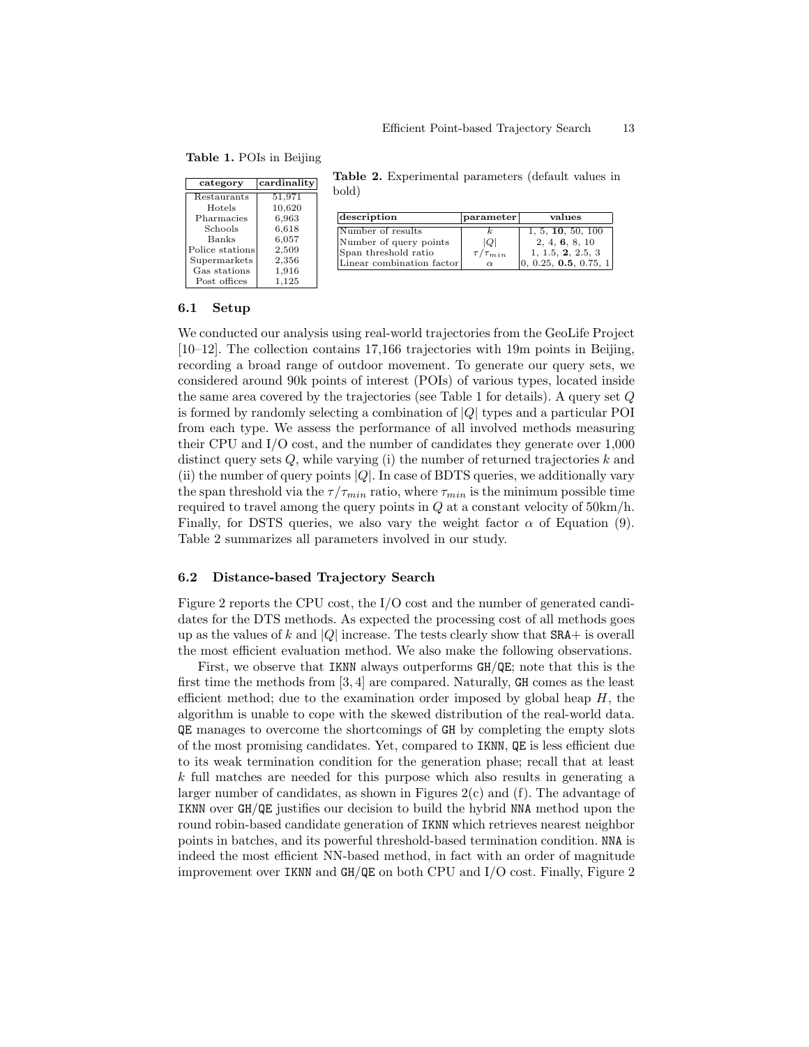**Table 1.** POIs in Beijing

| category | cardinality |
|---|---|
| Restaurants | 51,971 |
| Hotels | 10,620 |
| Pharmacies | 6,963 |
| Schools | 6,618 |
| Banks | 6,057 |
| Police stations | 2,509 |
| Supermarkets | 2,356 |
| Gas stations | 1,916 |
| Post offices | 1,125 |

**Table 2.** Experimental parameters (default values in bold)

| description | parameter | values |
|---|---|---|
| Number of results | $k$ | 1, 5, **10**, 50, 100 |
| Number of query points | $\|Q\|$ | 2, 4, **6**, 8, 10 |
| Span threshold ratio | $\tau/\tau_{min}$ | 1, 1.5, **2**, 2.5, 3 |
| Linear combination factor | $\alpha$ | 0, 0.25, **0.5**, 0.75, 1 |

### 6.1 Setup

We conducted our analysis using real-world trajectories from the GeoLife Project [10–12]. The collection contains 17,166 trajectories with 19m points in Beijing, recording a broad range of outdoor movement. To generate our query sets, we considered around 90k points of interest (POIs) of various types, located inside the same area covered by the trajectories (see Table 1 for details). A query set $Q$ is formed by randomly selecting a combination of $|Q|$ types and a particular POI from each type. We assess the performance of all involved methods measuring their CPU and I/O cost, and the number of candidates they generate over 1,000 distinct query sets $Q$, while varying (i) the number of returned trajectories $k$ and (ii) the number of query points $|Q|$. In case of BDTS queries, we additionally vary the span threshold via the $\tau/\tau_{min}$ ratio, where $\tau_{min}$ is the minimum possible time required to travel among the query points in $Q$ at a constant velocity of 50km/h. Finally, for DSTS queries, we also vary the weight factor $\alpha$ of Equation (9). Table 2 summarizes all parameters involved in our study.

### 6.2 Distance-based Trajectory Search

Figure 2 reports the CPU cost, the I/O cost and the number of generated candidates for the DTS methods. As expected the processing cost of all methods goes up as the values of $k$ and $|Q|$ increase. The tests clearly show that `SRA+` is overall the most efficient evaluation method. We also make the following observations.

First, we observe that `IKNN` always outperforms `GH`/`QE`; note that this is the first time the methods from [3, 4] are compared. Naturally, `GH` comes as the least efficient method; due to the examination order imposed by global heap $H$, the algorithm is unable to cope with the skewed distribution of the real-world data. `QE` manages to overcome the shortcomings of `GH` by completing the empty slots of the most promising candidates. Yet, compared to `IKNN`, `QE` is less efficient due to its weak termination condition for the generation phase; recall that at least $k$ full matches are needed for this purpose which also results in generating a larger number of candidates, as shown in Figures 2(c) and (f). The advantage of `IKNN` over `GH`/`QE` justifies our decision to build the hybrid `NNA` method upon the round robin-based candidate generation of `IKNN` which retrieves nearest neighbor points in batches, and its powerful threshold-based termination condition. `NNA` is indeed the most efficient NN-based method, in fact with an order of magnitude improvement over `IKNN` and `GH`/`QE` on both CPU and I/O cost. Finally, Figure 2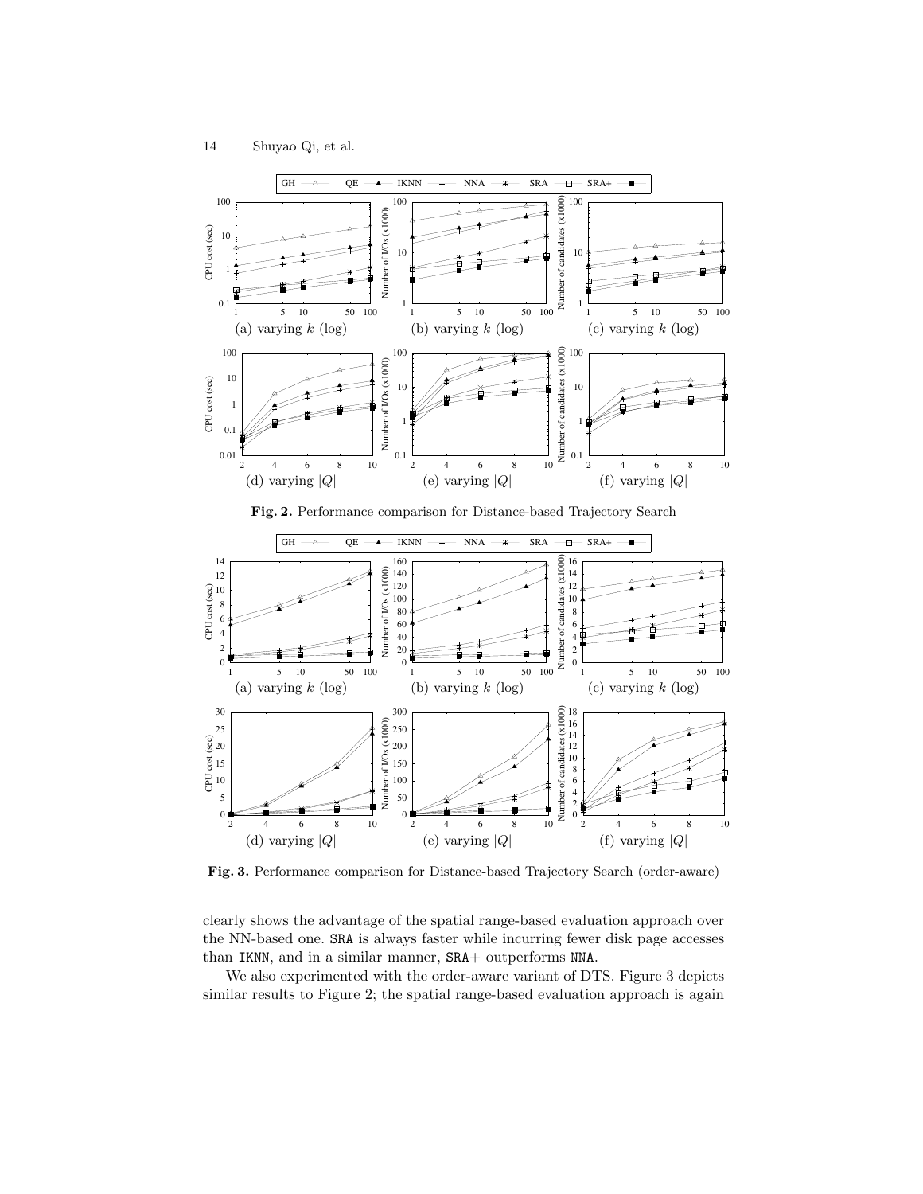**Fig. 2.** Performance comparison for Distance-based Trajectory Search

**Fig. 3.** Performance comparison for Distance-based Trajectory Search (order-aware)

clearly shows the advantage of the spatial range-based evaluation approach over the NN-based one. SRA is always faster while incurring fewer disk page accesses than IKNN, and in a similar manner, SRA+ outperforms NNA.

We also experimented with the order-aware variant of DTS. Figure 3 depicts similar results to Figure 2; the spatial range-based evaluation approach is again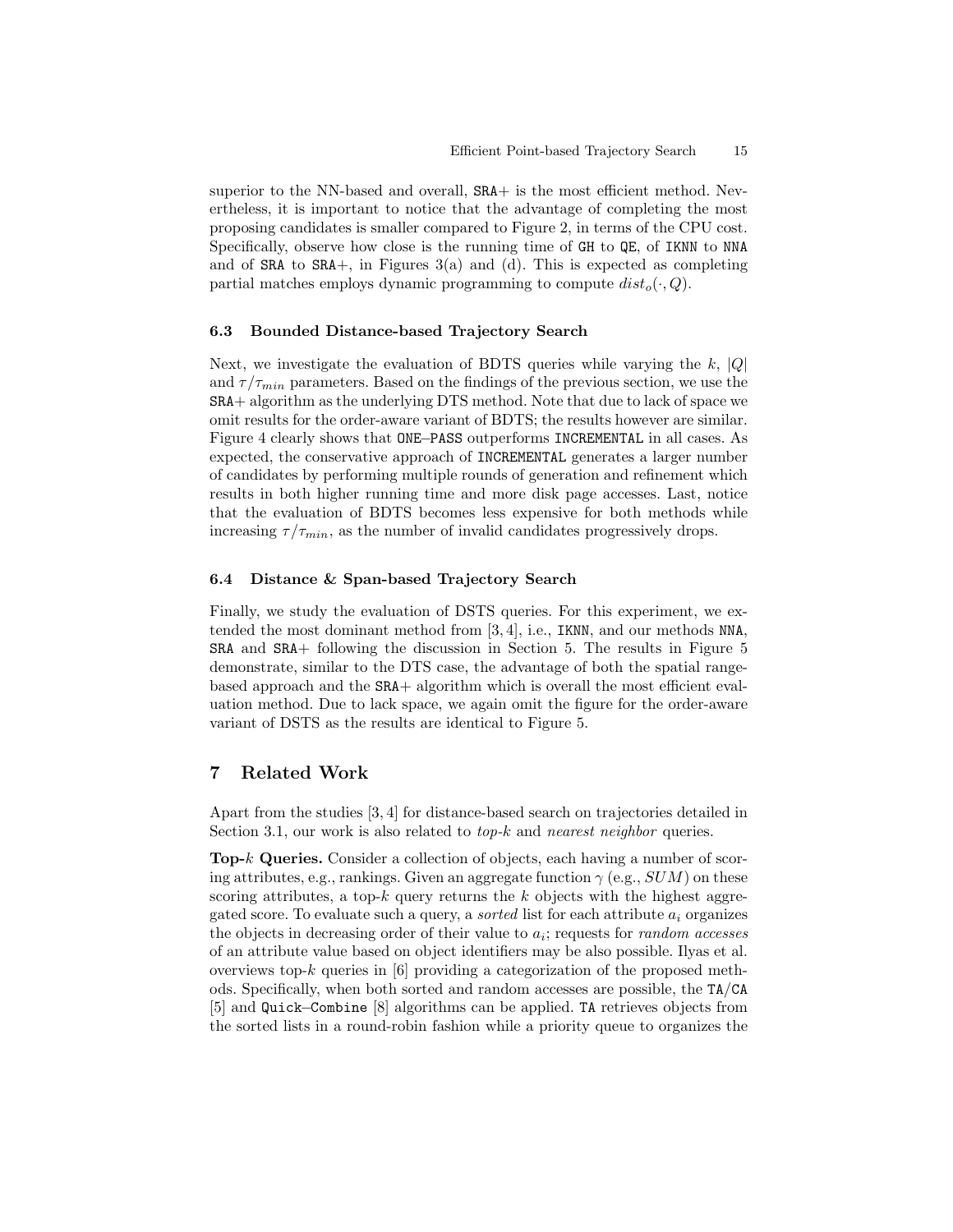superior to the NN-based and overall, SRA+ is the most efficient method. Nevertheless, it is important to notice that the advantage of completing the most proposing candidates is smaller compared to Figure 2, in terms of the CPU cost. Specifically, observe how close is the running time of GH to QE, of IKNN to NNA and of SRA to SRA+, in Figures 3(a) and (d). This is expected as completing partial matches employs dynamic programming to compute $dist_o(\cdot, Q)$.

### 6.3 Bounded Distance-based Trajectory Search

Next, we investigate the evaluation of BDTS queries while varying the $k$, $|Q|$ and $\tau/\tau_{min}$ parameters. Based on the findings of the previous section, we use the SRA+ algorithm as the underlying DTS method. Note that due to lack of space we omit results for the order-aware variant of BDTS; the results however are similar. Figure 4 clearly shows that ONE–PASS outperforms INCREMENTAL in all cases. As expected, the conservative approach of INCREMENTAL generates a larger number of candidates by performing multiple rounds of generation and refinement which results in both higher running time and more disk page accesses. Last, notice that the evaluation of BDTS becomes less expensive for both methods while increasing $\tau/\tau_{min}$, as the number of invalid candidates progressively drops.

### 6.4 Distance & Span-based Trajectory Search

Finally, we study the evaluation of DSTS queries. For this experiment, we extended the most dominant method from [3, 4], i.e., IKNN, and our methods NNA, SRA and SRA+ following the discussion in Section 5. The results in Figure 5 demonstrate, similar to the DTS case, the advantage of both the spatial range-based approach and the SRA+ algorithm which is overall the most efficient evaluation method. Due to lack space, we again omit the figure for the order-aware variant of DSTS as the results are identical to Figure 5.

## 7 Related Work

Apart from the studies [3, 4] for distance-based search on trajectories detailed in Section 3.1, our work is also related to *top-k* and *nearest neighbor* queries.

**Top-$k$ Queries.** Consider a collection of objects, each having a number of scoring attributes, e.g., rankings. Given an aggregate function $\gamma$ (e.g., $SUM$) on these scoring attributes, a top-$k$ query returns the $k$ objects with the highest aggregated score. To evaluate such a query, a *sorted* list for each attribute $a_i$ organizes the objects in decreasing order of their value to $a_i$; requests for *random accesses* of an attribute value based on object identifiers may be also possible. Ilyas et al. overviews top-$k$ queries in [6] providing a categorization of the proposed methods. Specifically, when both sorted and random accesses are possible, the TA/CA [5] and Quick–Combine [8] algorithms can be applied. TA retrieves objects from the sorted lists in a round-robin fashion while a priority queue to organizes the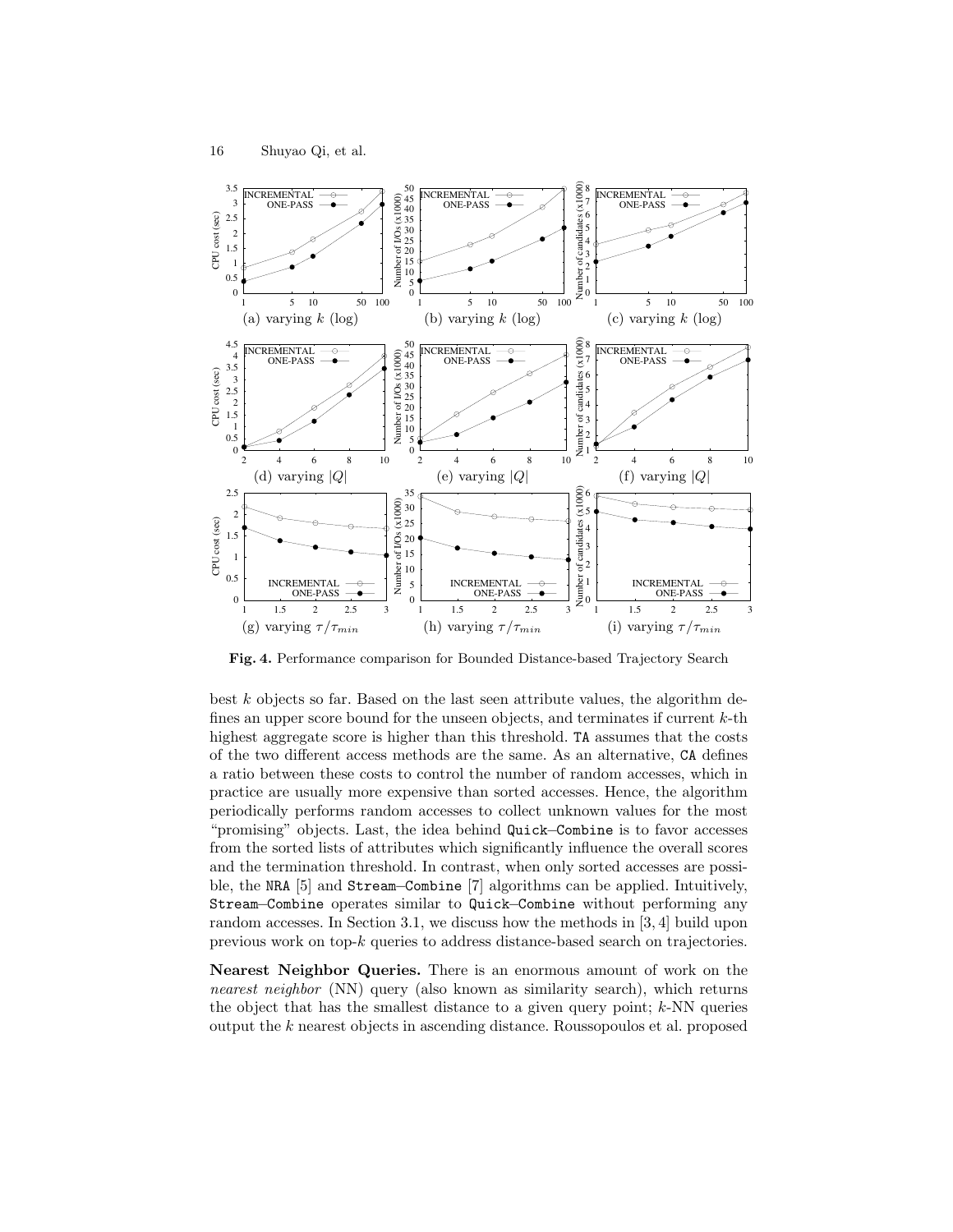Fig. 4. Performance comparison for Bounded Distance-based Trajectory Search

best $k$ objects so far. Based on the last seen attribute values, the algorithm defines an upper score bound for the unseen objects, and terminates if current $k$-th highest aggregate score is higher than this threshold. TA assumes that the costs of the two different access methods are the same. As an alternative, CA defines a ratio between these costs to control the number of random accesses, which in practice are usually more expensive than sorted accesses. Hence, the algorithm periodically performs random accesses to collect unknown values for the most "promising" objects. Last, the idea behind Quick–Combine is to favor accesses from the sorted lists of attributes which significantly influence the overall scores and the termination threshold. In contrast, when only sorted accesses are possible, the NRA [5] and Stream–Combine [7] algorithms can be applied. Intuitively, Stream–Combine operates similar to Quick–Combine without performing any random accesses. In Section 3.1, we discuss how the methods in [3, 4] build upon previous work on top-$k$ queries to address distance-based search on trajectories.

**Nearest Neighbor Queries.** There is an enormous amount of work on the *nearest neighbor* (NN) query (also known as similarity search), which returns the object that has the smallest distance to a given query point; $k$-NN queries output the $k$ nearest objects in ascending distance. Roussopoulos et al. proposed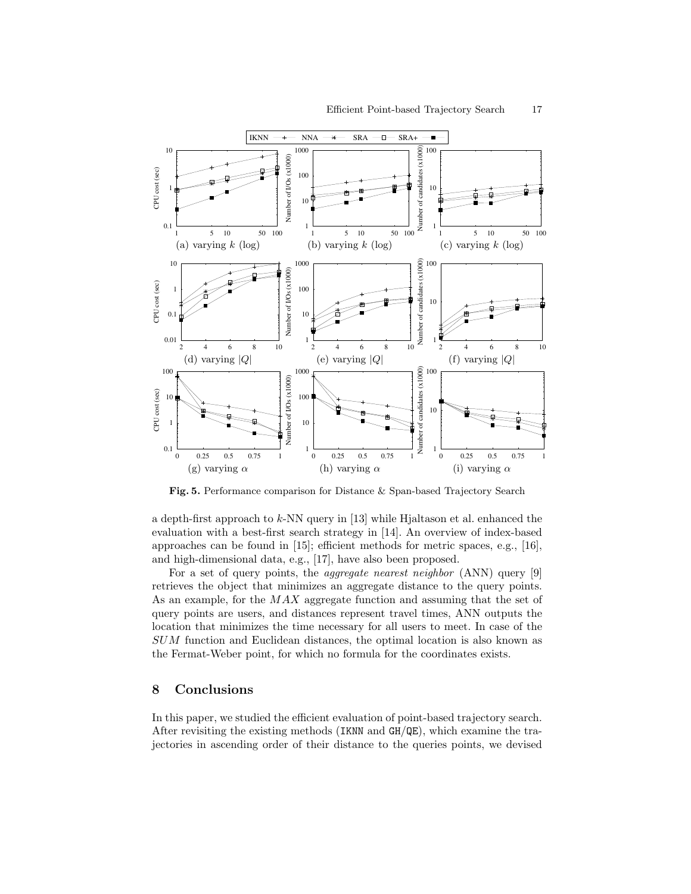**Fig. 5.** Performance comparison for Distance & Span-based Trajectory Search

a depth-first approach to $k$-NN query in [13] while Hjaltason et al. enhanced the evaluation with a best-first search strategy in [14]. An overview of index-based approaches can be found in [15]; efficient methods for metric spaces, e.g., [16], and high-dimensional data, e.g., [17], have also been proposed.

For a set of query points, the *aggregate nearest neighbor* (ANN) query [9] retrieves the object that minimizes an aggregate distance to the query points. As an example, for the $MAX$ aggregate function and assuming that the set of query points are users, and distances represent travel times, ANN outputs the location that minimizes the time necessary for all users to meet. In case of the $SUM$ function and Euclidean distances, the optimal location is also known as the Fermat-Weber point, for which no formula for the coordinates exists.

## 8 Conclusions

In this paper, we studied the efficient evaluation of point-based trajectory search. After revisiting the existing methods (IKNN and GH/QE), which examine the trajectories in ascending order of their distance to the queries points, we devised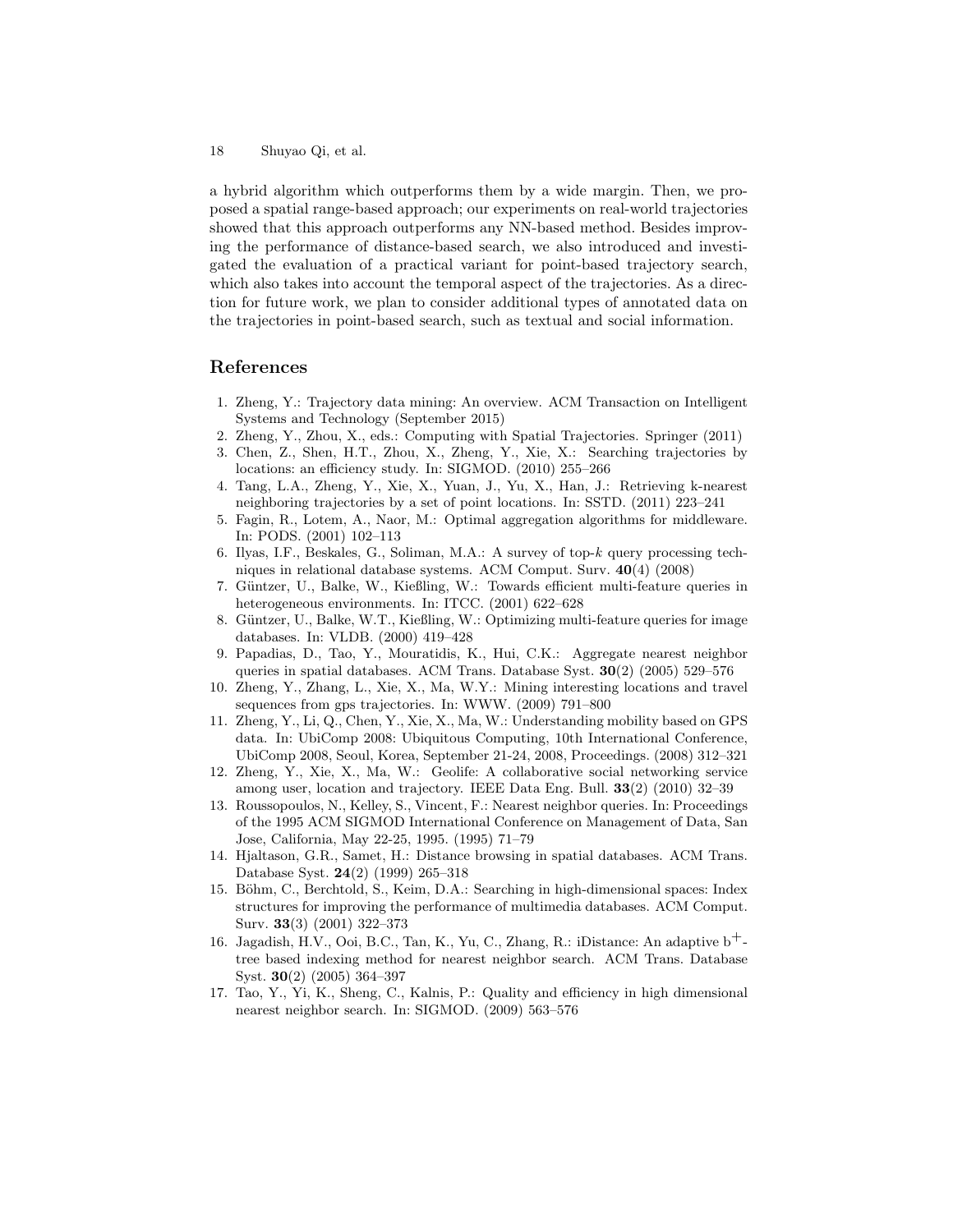a hybrid algorithm which outperforms them by a wide margin. Then, we proposed a spatial range-based approach; our experiments on real-world trajectories showed that this approach outperforms any NN-based method. Besides improving the performance of distance-based search, we also introduced and investigated the evaluation of a practical variant for point-based trajectory search, which also takes into account the temporal aspect of the trajectories. As a direction for future work, we plan to consider additional types of annotated data on the trajectories in point-based search, such as textual and social information.

## References

1. Zheng, Y.: Trajectory data mining: An overview. ACM Transaction on Intelligent Systems and Technology (September 2015)
2. Zheng, Y., Zhou, X., eds.: Computing with Spatial Trajectories. Springer (2011)
3. Chen, Z., Shen, H.T., Zhou, X., Zheng, Y., Xie, X.: Searching trajectories by locations: an efficiency study. In: SIGMOD. (2010) 255–266
4. Tang, L.A., Zheng, Y., Xie, X., Yuan, J., Yu, X., Han, J.: Retrieving k-nearest neighboring trajectories by a set of point locations. In: SSTD. (2011) 223–241
5. Fagin, R., Lotem, A., Naor, M.: Optimal aggregation algorithms for middleware. In: PODS. (2001) 102–113
6. Ilyas, I.F., Beskales, G., Soliman, M.A.: A survey of top-$k$ query processing techniques in relational database systems. ACM Comput. Surv. **40**(4) (2008)
7. Güntzer, U., Balke, W., Kießling, W.: Towards efficient multi-feature queries in heterogeneous environments. In: ITCC. (2001) 622–628
8. Güntzer, U., Balke, W.T., Kießling, W.: Optimizing multi-feature queries for image databases. In: VLDB. (2000) 419–428
9. Papadias, D., Tao, Y., Mouratidis, K., Hui, C.K.: Aggregate nearest neighbor queries in spatial databases. ACM Trans. Database Syst. **30**(2) (2005) 529–576
10. Zheng, Y., Zhang, L., Xie, X., Ma, W.Y.: Mining interesting locations and travel sequences from gps trajectories. In: WWW. (2009) 791–800
11. Zheng, Y., Li, Q., Chen, Y., Xie, X., Ma, W.: Understanding mobility based on GPS data. In: UbiComp 2008: Ubiquitous Computing, 10th International Conference, UbiComp 2008, Seoul, Korea, September 21-24, 2008, Proceedings. (2008) 312–321
12. Zheng, Y., Xie, X., Ma, W.: Geolife: A collaborative social networking service among user, location and trajectory. IEEE Data Eng. Bull. **33**(2) (2010) 32–39
13. Roussopoulos, N., Kelley, S., Vincent, F.: Nearest neighbor queries. In: Proceedings of the 1995 ACM SIGMOD International Conference on Management of Data, San Jose, California, May 22-25, 1995. (1995) 71–79
14. Hjaltason, G.R., Samet, H.: Distance browsing in spatial databases. ACM Trans. Database Syst. **24**(2) (1999) 265–318
15. Böhm, C., Berchtold, S., Keim, D.A.: Searching in high-dimensional spaces: Index structures for improving the performance of multimedia databases. ACM Comput. Surv. **33**(3) (2001) 322–373
16. Jagadish, H.V., Ooi, B.C., Tan, K., Yu, C., Zhang, R.: iDistance: An adaptive $b^+$-tree based indexing method for nearest neighbor search. ACM Trans. Database Syst. **30**(2) (2005) 364–397
17. Tao, Y., Yi, K., Sheng, C., Kalnis, P.: Quality and efficiency in high dimensional nearest neighbor search. In: SIGMOD. (2009) 563–576